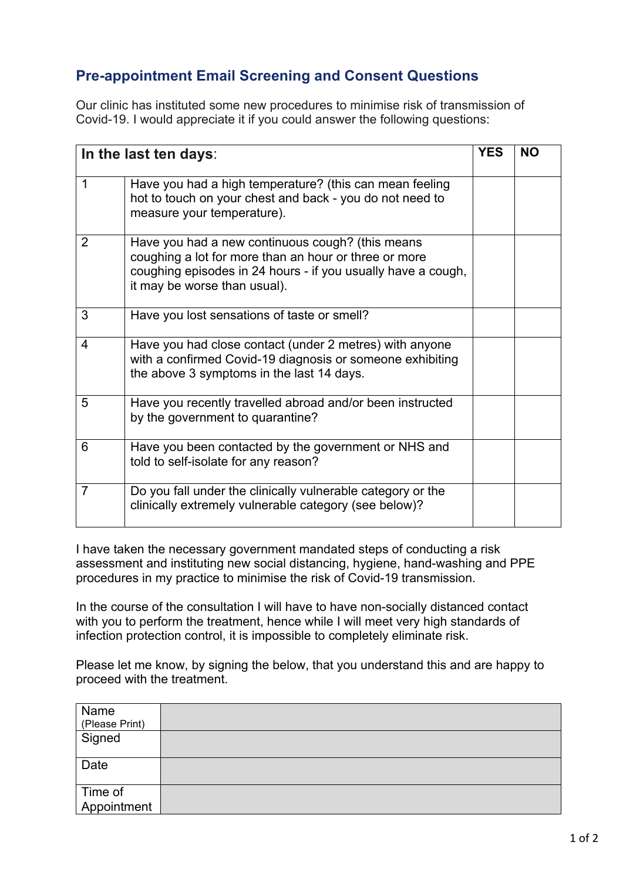## Pre-appointment Email Screening and Consent Questions

Our clinic has instituted some new procedures to minimise risk of transmission of Covid-19. I would appreciate it if you could answer the following questions:

| **In the last ten days**: | | **YES** | **NO** |
|---|---|---|---|
| 1 | Have you had a high temperature? (this can mean feeling hot to touch on your chest and back - you do not need to measure your temperature). | | |
| 2 | Have you had a new continuous cough? (this means coughing a lot for more than an hour or three or more coughing episodes in 24 hours - if you usually have a cough, it may be worse than usual). | | |
| 3 | Have you lost sensations of taste or smell? | | |
| 4 | Have you had close contact (under 2 metres) with anyone with a confirmed Covid-19 diagnosis or someone exhibiting the above 3 symptoms in the last 14 days. | | |
| 5 | Have you recently travelled abroad and/or been instructed by the government to quarantine? | | |
| 6 | Have you been contacted by the government or NHS and told to self-isolate for any reason? | | |
| 7 | Do you fall under the clinically vulnerable category or the clinically extremely vulnerable category (see below)? | | |

I have taken the necessary government mandated steps of conducting a risk assessment and instituting new social distancing, hygiene, hand-washing and PPE procedures in my practice to minimise the risk of Covid-19 transmission.

In the course of the consultation I will have to have non-socially distanced contact with you to perform the treatment, hence while I will meet very high standards of infection protection control, it is impossible to completely eliminate risk.

Please let me know, by signing the below, that you understand this and are happy to proceed with the treatment.

| | |
|---|---|
| Name (Please Print) | |
| Signed | |
| Date | |
| Time of Appointment | |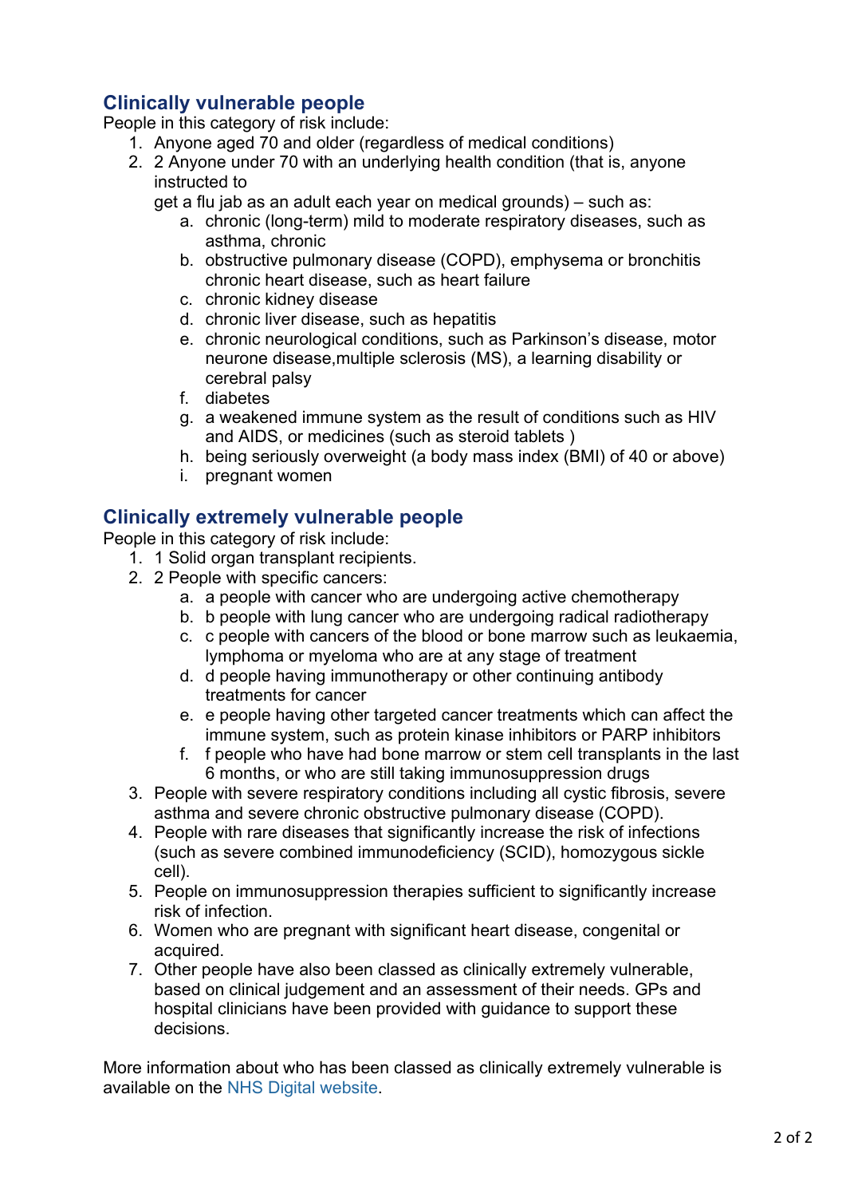## Clinically vulnerable people

People in this category of risk include:

1. Anyone aged 70 and older (regardless of medical conditions)
2. 2 Anyone under 70 with an underlying health condition (that is, anyone instructed to
   get a flu jab as an adult each year on medical grounds) – such as:
   a. chronic (long-term) mild to moderate respiratory diseases, such as asthma, chronic
   b. obstructive pulmonary disease (COPD), emphysema or bronchitis chronic heart disease, such as heart failure
   c. chronic kidney disease
   d. chronic liver disease, such as hepatitis
   e. chronic neurological conditions, such as Parkinson's disease, motor neurone disease,multiple sclerosis (MS), a learning disability or cerebral palsy
   f. diabetes
   g. a weakened immune system as the result of conditions such as HIV and AIDS, or medicines (such as steroid tablets )
   h. being seriously overweight (a body mass index (BMI) of 40 or above)
   i. pregnant women

## Clinically extremely vulnerable people

People in this category of risk include:

1. 1 Solid organ transplant recipients.
2. 2 People with specific cancers:
   a. a people with cancer who are undergoing active chemotherapy
   b. b people with lung cancer who are undergoing radical radiotherapy
   c. c people with cancers of the blood or bone marrow such as leukaemia, lymphoma or myeloma who are at any stage of treatment
   d. d people having immunotherapy or other continuing antibody treatments for cancer
   e. e people having other targeted cancer treatments which can affect the immune system, such as protein kinase inhibitors or PARP inhibitors
   f. f people who have had bone marrow or stem cell transplants in the last 6 months, or who are still taking immunosuppression drugs
3. People with severe respiratory conditions including all cystic fibrosis, severe asthma and severe chronic obstructive pulmonary disease (COPD).
4. People with rare diseases that significantly increase the risk of infections (such as severe combined immunodeficiency (SCID), homozygous sickle cell).
5. People on immunosuppression therapies sufficient to significantly increase risk of infection.
6. Women who are pregnant with significant heart disease, congenital or acquired.
7. Other people have also been classed as clinically extremely vulnerable, based on clinical judgement and an assessment of their needs. GPs and hospital clinicians have been provided with guidance to support these decisions.

More information about who has been classed as clinically extremely vulnerable is available on the NHS Digital website.